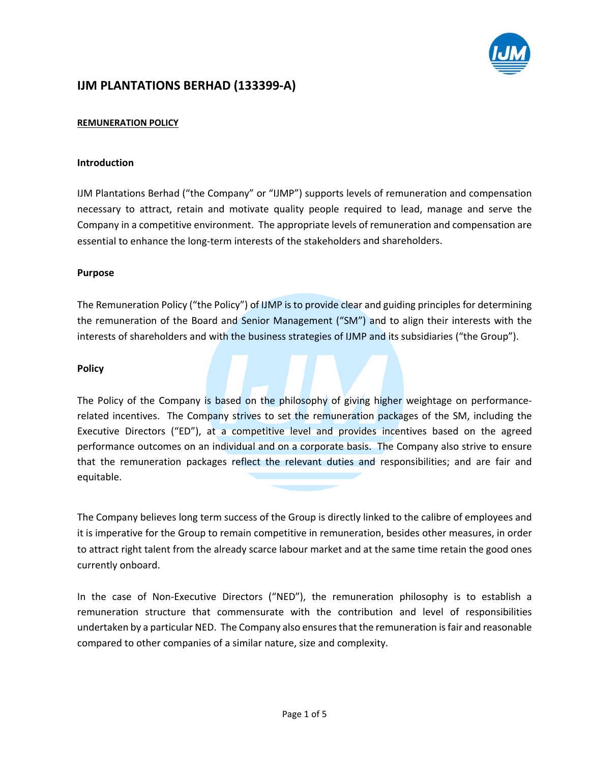# IJM PLANTATIONS BERHAD (133399-A)

**REMUNERATION POLICY**

## Introduction

IJM Plantations Berhad ("the Company" or "IJMP") supports levels of remuneration and compensation necessary to attract, retain and motivate quality people required to lead, manage and serve the Company in a competitive environment. The appropriate levels of remuneration and compensation are essential to enhance the long-term interests of the stakeholders and shareholders.

## Purpose

The Remuneration Policy ("the Policy") of IJMP is to provide clear and guiding principles for determining the remuneration of the Board and Senior Management ("SM") and to align their interests with the interests of shareholders and with the business strategies of IJMP and its subsidiaries ("the Group").

## Policy

The Policy of the Company is based on the philosophy of giving higher weightage on performance-related incentives. The Company strives to set the remuneration packages of the SM, including the Executive Directors ("ED"), at a competitive level and provides incentives based on the agreed performance outcomes on an individual and on a corporate basis. The Company also strive to ensure that the remuneration packages reflect the relevant duties and responsibilities; and are fair and equitable.

The Company believes long term success of the Group is directly linked to the calibre of employees and it is imperative for the Group to remain competitive in remuneration, besides other measures, in order to attract right talent from the already scarce labour market and at the same time retain the good ones currently onboard.

In the case of Non-Executive Directors ("NED"), the remuneration philosophy is to establish a remuneration structure that commensurate with the contribution and level of responsibilities undertaken by a particular NED. The Company also ensures that the remuneration is fair and reasonable compared to other companies of a similar nature, size and complexity.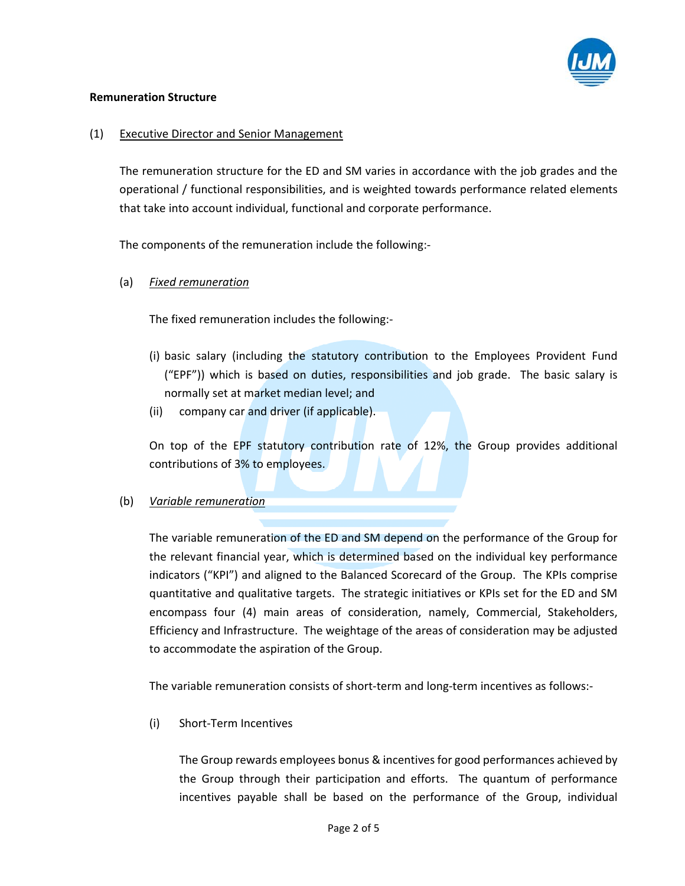**Remuneration Structure**

(1) Executive Director and Senior Management

The remuneration structure for the ED and SM varies in accordance with the job grades and the operational / functional responsibilities, and is weighted towards performance related elements that take into account individual, functional and corporate performance.

The components of the remuneration include the following:-

(a) *Fixed remuneration*

The fixed remuneration includes the following:-

(i) basic salary (including the statutory contribution to the Employees Provident Fund ("EPF")) which is based on duties, responsibilities and job grade. The basic salary is normally set at market median level; and

(ii) company car and driver (if applicable).

On top of the EPF statutory contribution rate of 12%, the Group provides additional contributions of 3% to employees.

(b) *Variable remuneration*

The variable remuneration of the ED and SM depend on the performance of the Group for the relevant financial year, which is determined based on the individual key performance indicators ("KPI") and aligned to the Balanced Scorecard of the Group. The KPIs comprise quantitative and qualitative targets. The strategic initiatives or KPIs set for the ED and SM encompass four (4) main areas of consideration, namely, Commercial, Stakeholders, Efficiency and Infrastructure. The weightage of the areas of consideration may be adjusted to accommodate the aspiration of the Group.

The variable remuneration consists of short-term and long-term incentives as follows:-

(i) Short-Term Incentives

The Group rewards employees bonus & incentives for good performances achieved by the Group through their participation and efforts. The quantum of performance incentives payable shall be based on the performance of the Group, individual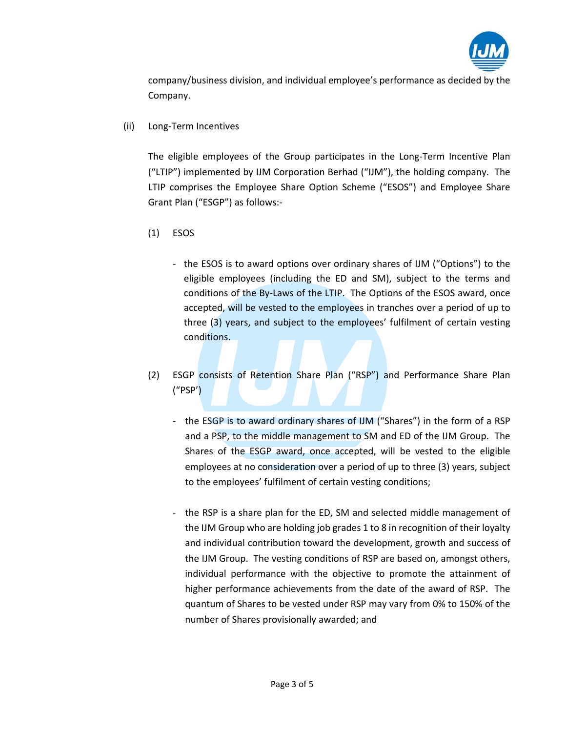company/business division, and individual employee's performance as decided by the Company.

(ii) Long-Term Incentives

The eligible employees of the Group participates in the Long-Term Incentive Plan ("LTIP") implemented by IJM Corporation Berhad ("IJM"), the holding company. The LTIP comprises the Employee Share Option Scheme ("ESOS") and Employee Share Grant Plan ("ESGP") as follows:-

(1) ESOS

- the ESOS is to award options over ordinary shares of IJM ("Options") to the eligible employees (including the ED and SM), subject to the terms and conditions of the By-Laws of the LTIP. The Options of the ESOS award, once accepted, will be vested to the employees in tranches over a period of up to three (3) years, and subject to the employees' fulfilment of certain vesting conditions.

(2) ESGP consists of Retention Share Plan ("RSP") and Performance Share Plan ("PSP')

- the ESGP is to award ordinary shares of IJM ("Shares") in the form of a RSP and a PSP, to the middle management to SM and ED of the IJM Group. The Shares of the ESGP award, once accepted, will be vested to the eligible employees at no consideration over a period of up to three (3) years, subject to the employees' fulfilment of certain vesting conditions;

- the RSP is a share plan for the ED, SM and selected middle management of the IJM Group who are holding job grades 1 to 8 in recognition of their loyalty and individual contribution toward the development, growth and success of the IJM Group. The vesting conditions of RSP are based on, amongst others, individual performance with the objective to promote the attainment of higher performance achievements from the date of the award of RSP. The quantum of Shares to be vested under RSP may vary from 0% to 150% of the number of Shares provisionally awarded; and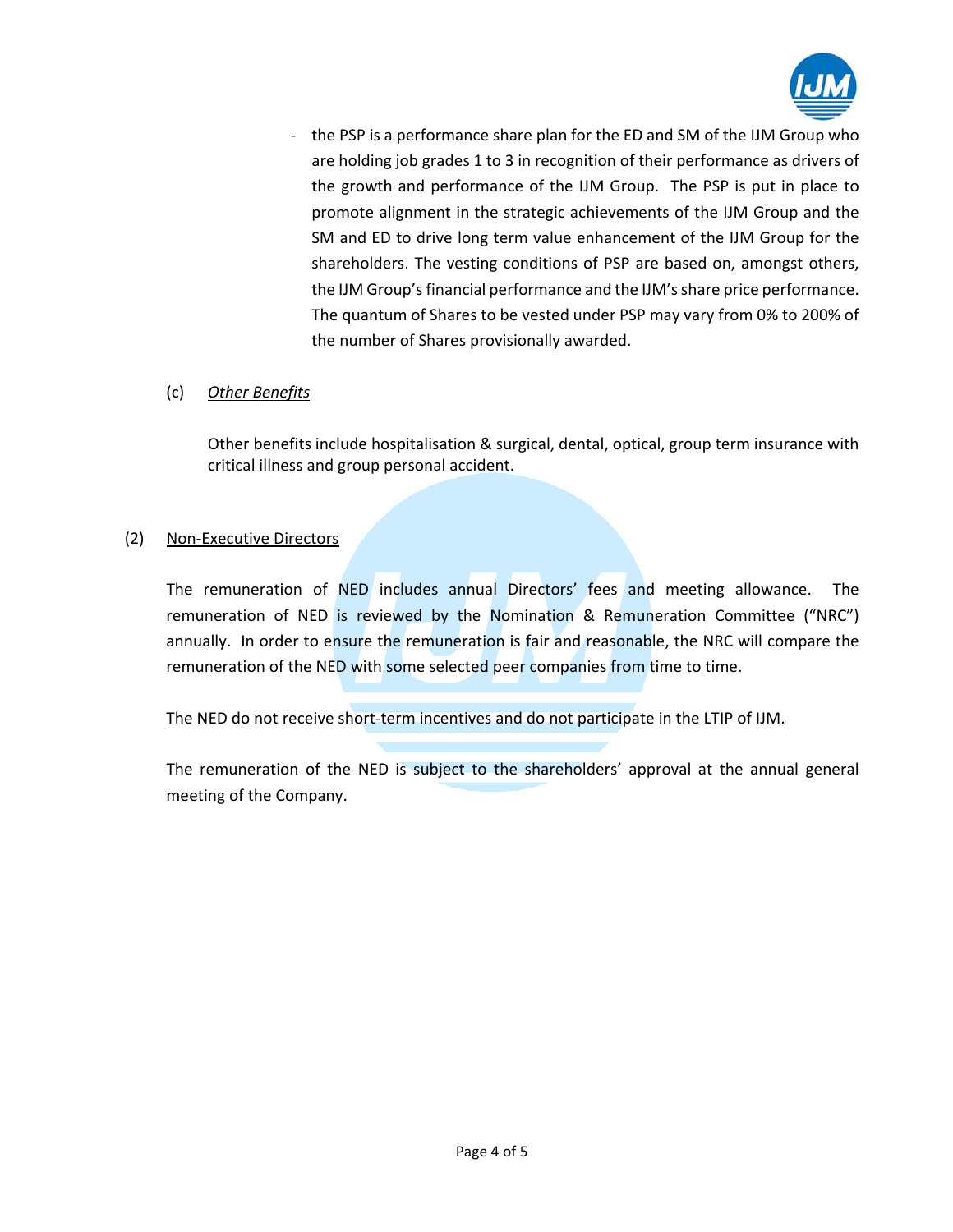- the PSP is a performance share plan for the ED and SM of the IJM Group who are holding job grades 1 to 3 in recognition of their performance as drivers of the growth and performance of the IJM Group. The PSP is put in place to promote alignment in the strategic achievements of the IJM Group and the SM and ED to drive long term value enhancement of the IJM Group for the shareholders. The vesting conditions of PSP are based on, amongst others, the IJM Group's financial performance and the IJM's share price performance. The quantum of Shares to be vested under PSP may vary from 0% to 200% of the number of Shares provisionally awarded.

(c) *Other Benefits*

Other benefits include hospitalisation & surgical, dental, optical, group term insurance with critical illness and group personal accident.

(2) Non-Executive Directors

The remuneration of NED includes annual Directors' fees and meeting allowance. The remuneration of NED is reviewed by the Nomination & Remuneration Committee ("NRC") annually. In order to ensure the remuneration is fair and reasonable, the NRC will compare the remuneration of the NED with some selected peer companies from time to time.

The NED do not receive short-term incentives and do not participate in the LTIP of IJM.

The remuneration of the NED is subject to the shareholders' approval at the annual general meeting of the Company.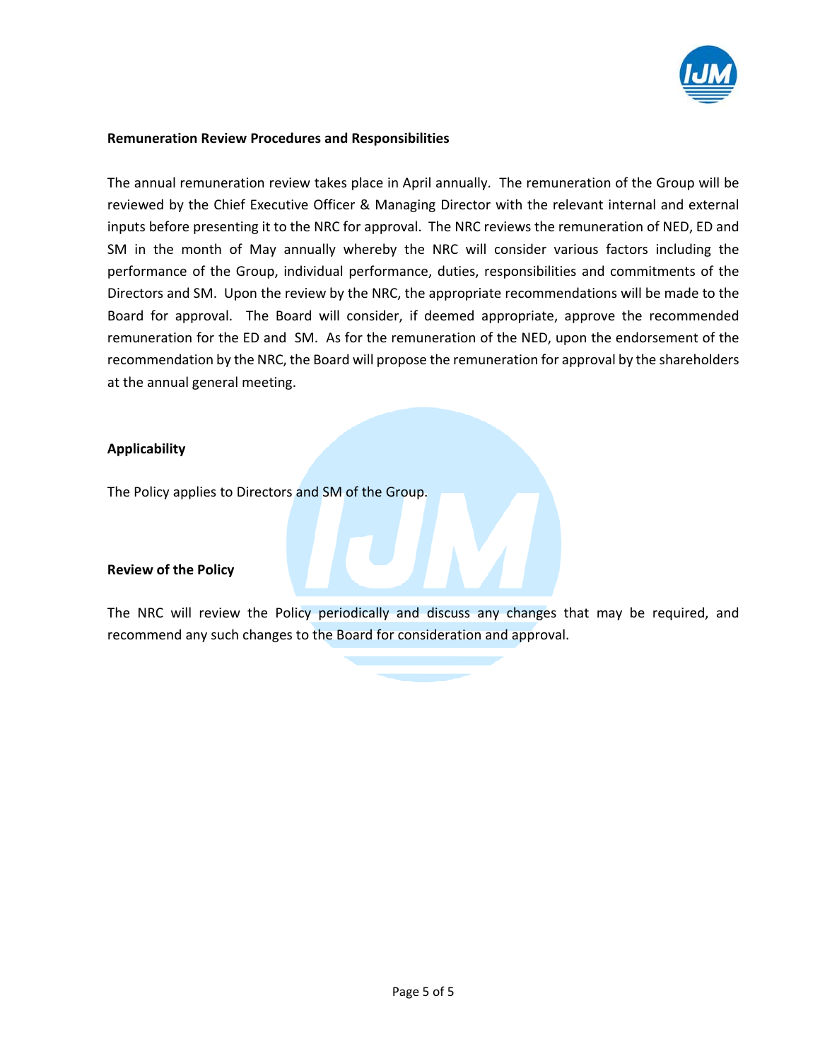**Remuneration Review Procedures and Responsibilities**

The annual remuneration review takes place in April annually. The remuneration of the Group will be reviewed by the Chief Executive Officer & Managing Director with the relevant internal and external inputs before presenting it to the NRC for approval. The NRC reviews the remuneration of NED, ED and SM in the month of May annually whereby the NRC will consider various factors including the performance of the Group, individual performance, duties, responsibilities and commitments of the Directors and SM. Upon the review by the NRC, the appropriate recommendations will be made to the Board for approval. The Board will consider, if deemed appropriate, approve the recommended remuneration for the ED and SM. As for the remuneration of the NED, upon the endorsement of the recommendation by the NRC, the Board will propose the remuneration for approval by the shareholders at the annual general meeting.

**Applicability**

The Policy applies to Directors and SM of the Group.

**Review of the Policy**

The NRC will review the Policy periodically and discuss any changes that may be required, and recommend any such changes to the Board for consideration and approval.